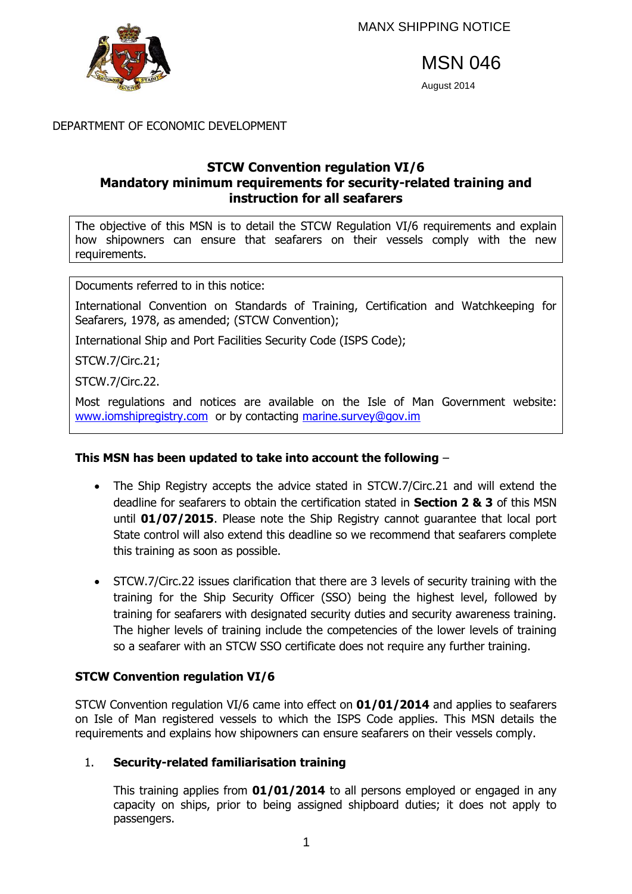MANX SHIPPING NOTICE

# MSN 046

August 2014

DEPARTMENT OF ECONOMIC DEVELOPMENT

## STCW Convention regulation VI/6
## Mandatory minimum requirements for security-related training and instruction for all seafarers

The objective of this MSN is to detail the STCW Regulation VI/6 requirements and explain how shipowners can ensure that seafarers on their vessels comply with the new requirements.

Documents referred to in this notice:

International Convention on Standards of Training, Certification and Watchkeeping for Seafarers, 1978, as amended; (STCW Convention);

International Ship and Port Facilities Security Code (ISPS Code);

STCW.7/Circ.21;

STCW.7/Circ.22.

Most regulations and notices are available on the Isle of Man Government website: [www.iomshipregistry.com](http://www.iomshipregistry.com) or by contacting [marine.survey@gov.im](mailto:marine.survey@gov.im)

**This MSN has been updated to take into account the following** –

- The Ship Registry accepts the advice stated in STCW.7/Circ.21 and will extend the deadline for seafarers to obtain the certification stated in **Section 2 & 3** of this MSN until **01/07/2015**. Please note the Ship Registry cannot guarantee that local port State control will also extend this deadline so we recommend that seafarers complete this training as soon as possible.

- STCW.7/Circ.22 issues clarification that there are 3 levels of security training with the training for the Ship Security Officer (SSO) being the highest level, followed by training for seafarers with designated security duties and security awareness training. The higher levels of training include the competencies of the lower levels of training so a seafarer with an STCW SSO certificate does not require any further training.

### STCW Convention regulation VI/6

STCW Convention regulation VI/6 came into effect on **01/01/2014** and applies to seafarers on Isle of Man registered vessels to which the ISPS Code applies. This MSN details the requirements and explains how shipowners can ensure seafarers on their vessels comply.

1. **Security-related familiarisation training**

   This training applies from **01/01/2014** to all persons employed or engaged in any capacity on ships, prior to being assigned shipboard duties; it does not apply to passengers.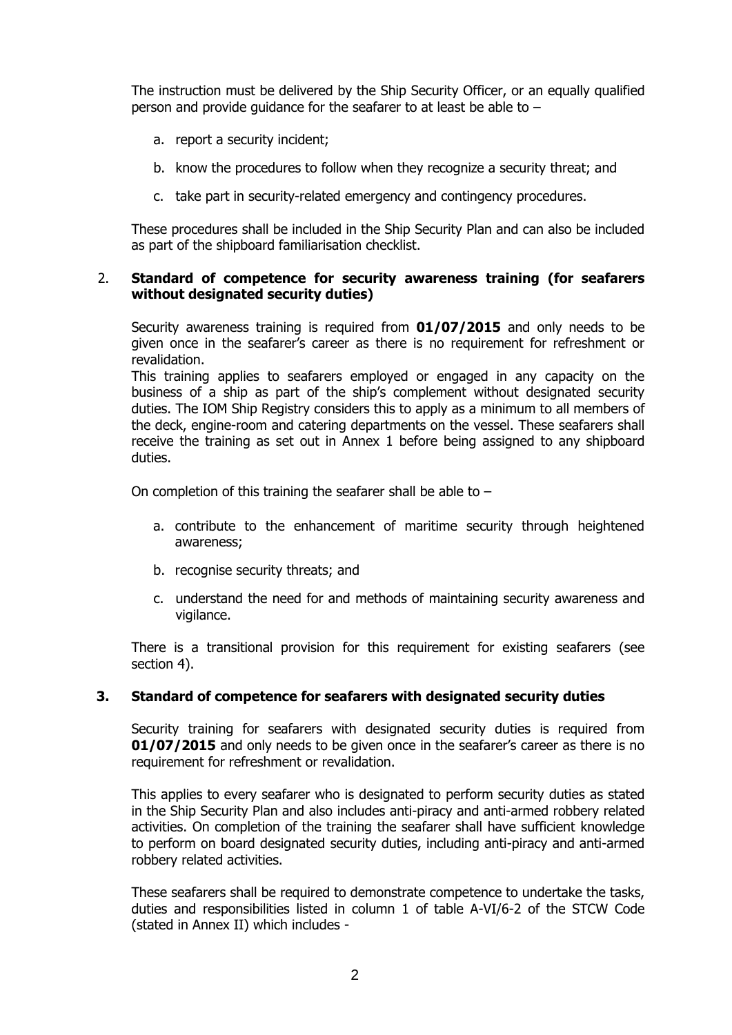The instruction must be delivered by the Ship Security Officer, or an equally qualified person and provide guidance for the seafarer to at least be able to –

a. report a security incident;

b. know the procedures to follow when they recognize a security threat; and

c. take part in security-related emergency and contingency procedures.

These procedures shall be included in the Ship Security Plan and can also be included as part of the shipboard familiarisation checklist.

## 2. Standard of competence for security awareness training (for seafarers without designated security duties)

Security awareness training is required from **01/07/2015** and only needs to be given once in the seafarer's career as there is no requirement for refreshment or revalidation.

This training applies to seafarers employed or engaged in any capacity on the business of a ship as part of the ship's complement without designated security duties. The IOM Ship Registry considers this to apply as a minimum to all members of the deck, engine-room and catering departments on the vessel. These seafarers shall receive the training as set out in Annex 1 before being assigned to any shipboard duties.

On completion of this training the seafarer shall be able to –

a. contribute to the enhancement of maritime security through heightened awareness;

b. recognise security threats; and

c. understand the need for and methods of maintaining security awareness and vigilance.

There is a transitional provision for this requirement for existing seafarers (see section 4).

## 3. Standard of competence for seafarers with designated security duties

Security training for seafarers with designated security duties is required from **01/07/2015** and only needs to be given once in the seafarer's career as there is no requirement for refreshment or revalidation.

This applies to every seafarer who is designated to perform security duties as stated in the Ship Security Plan and also includes anti-piracy and anti-armed robbery related activities. On completion of the training the seafarer shall have sufficient knowledge to perform on board designated security duties, including anti-piracy and anti-armed robbery related activities.

These seafarers shall be required to demonstrate competence to undertake the tasks, duties and responsibilities listed in column 1 of table A-VI/6-2 of the STCW Code (stated in Annex II) which includes -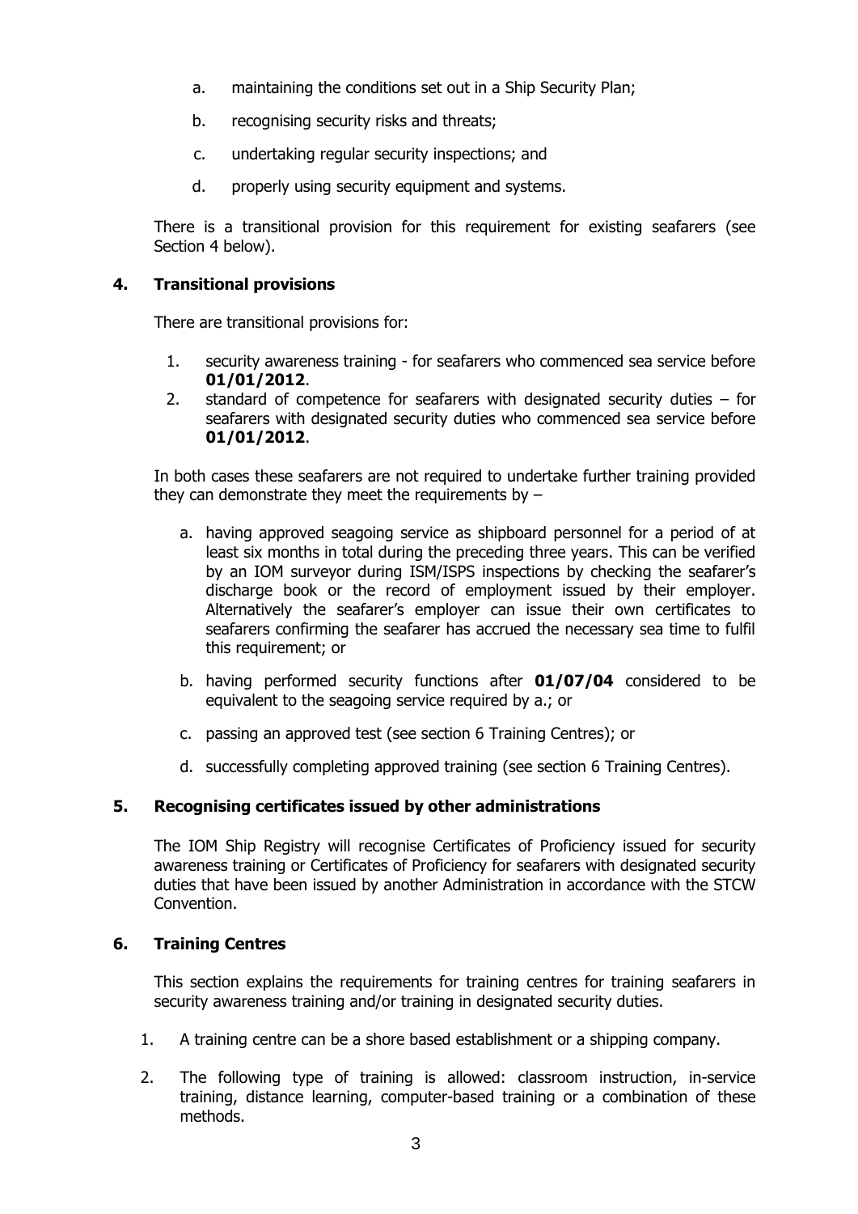a. maintaining the conditions set out in a Ship Security Plan;

b. recognising security risks and threats;

c. undertaking regular security inspections; and

d. properly using security equipment and systems.

There is a transitional provision for this requirement for existing seafarers (see Section 4 below).

## 4. Transitional provisions

There are transitional provisions for:

1. security awareness training - for seafarers who commenced sea service before **01/01/2012**.
2. standard of competence for seafarers with designated security duties – for seafarers with designated security duties who commenced sea service before **01/01/2012**.

In both cases these seafarers are not required to undertake further training provided they can demonstrate they meet the requirements by –

a. having approved seagoing service as shipboard personnel for a period of at least six months in total during the preceding three years. This can be verified by an IOM surveyor during ISM/ISPS inspections by checking the seafarer's discharge book or the record of employment issued by their employer. Alternatively the seafarer's employer can issue their own certificates to seafarers confirming the seafarer has accrued the necessary sea time to fulfil this requirement; or

b. having performed security functions after **01/07/04** considered to be equivalent to the seagoing service required by a.; or

c. passing an approved test (see section 6 Training Centres); or

d. successfully completing approved training (see section 6 Training Centres).

## 5. Recognising certificates issued by other administrations

The IOM Ship Registry will recognise Certificates of Proficiency issued for security awareness training or Certificates of Proficiency for seafarers with designated security duties that have been issued by another Administration in accordance with the STCW Convention.

## 6. Training Centres

This section explains the requirements for training centres for training seafarers in security awareness training and/or training in designated security duties.

1. A training centre can be a shore based establishment or a shipping company.

2. The following type of training is allowed: classroom instruction, in-service training, distance learning, computer-based training or a combination of these methods.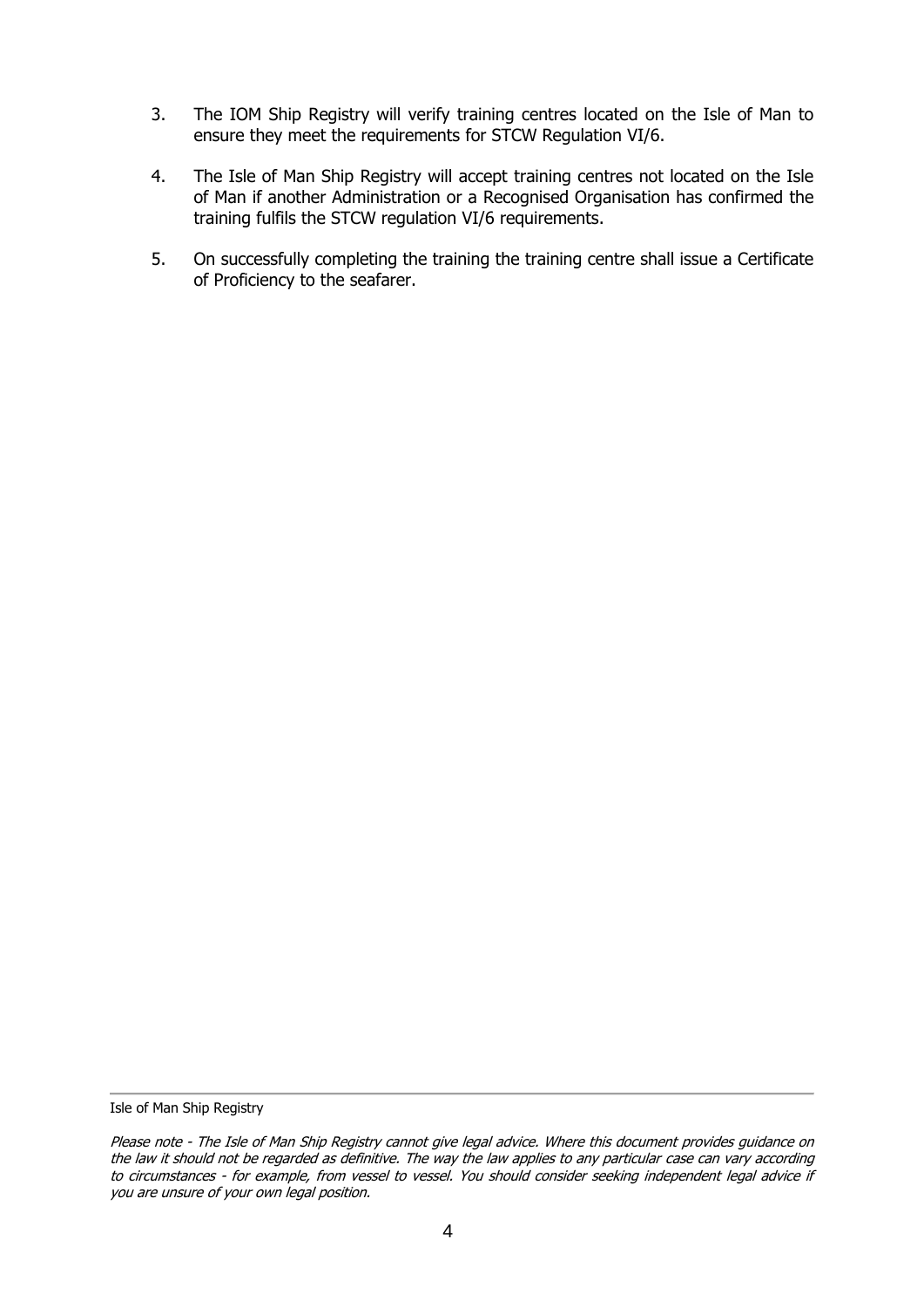3. The IOM Ship Registry will verify training centres located on the Isle of Man to ensure they meet the requirements for STCW Regulation VI/6.

4. The Isle of Man Ship Registry will accept training centres not located on the Isle of Man if another Administration or a Recognised Organisation has confirmed the training fulfils the STCW regulation VI/6 requirements.

5. On successfully completing the training the training centre shall issue a Certificate of Proficiency to the seafarer.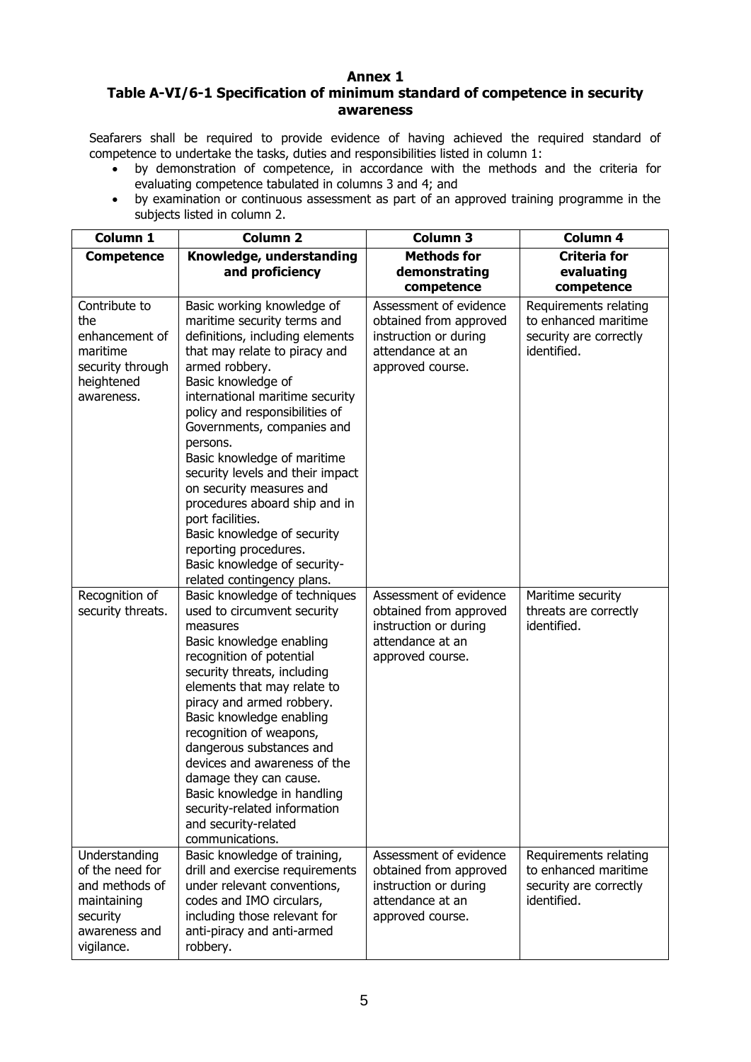# Annex 1

## Table A-VI/6-1 Specification of minimum standard of competence in security awareness

Seafarers shall be required to provide evidence of having achieved the required standard of competence to undertake the tasks, duties and responsibilities listed in column 1:

- by demonstration of competence, in accordance with the methods and the criteria for evaluating competence tabulated in columns 3 and 4; and
- by examination or continuous assessment as part of an approved training programme in the subjects listed in column 2.

| **Column 1** | **Column 2** | **Column 3** | **Column 4** |
|---|---|---|---|
| **Competence** | **Knowledge, understanding and proficiency** | **Methods for demonstrating competence** | **Criteria for evaluating competence** |
| Contribute to the enhancement of maritime security through heightened awareness. | Basic working knowledge of maritime security terms and definitions, including elements that may relate to piracy and armed robbery.<br>Basic knowledge of international maritime security policy and responsibilities of Governments, companies and persons.<br>Basic knowledge of maritime security levels and their impact on security measures and procedures aboard ship and in port facilities.<br>Basic knowledge of security reporting procedures.<br>Basic knowledge of security-related contingency plans. | Assessment of evidence obtained from approved instruction or during attendance at an approved course. | Requirements relating to enhanced maritime security are correctly identified. |
| Recognition of security threats. | Basic knowledge of techniques used to circumvent security measures<br>Basic knowledge enabling recognition of potential security threats, including elements that may relate to piracy and armed robbery.<br>Basic knowledge enabling recognition of weapons, dangerous substances and devices and awareness of the damage they can cause.<br>Basic knowledge in handling security-related information and security-related communications. | Assessment of evidence obtained from approved instruction or during attendance at an approved course. | Maritime security threats are correctly identified. |
| Understanding of the need for and methods of maintaining security awareness and vigilance. | Basic knowledge of training, drill and exercise requirements under relevant conventions, codes and IMO circulars, including those relevant for anti-piracy and anti-armed robbery. | Assessment of evidence obtained from approved instruction or during attendance at an approved course. | Requirements relating to enhanced maritime security are correctly identified. |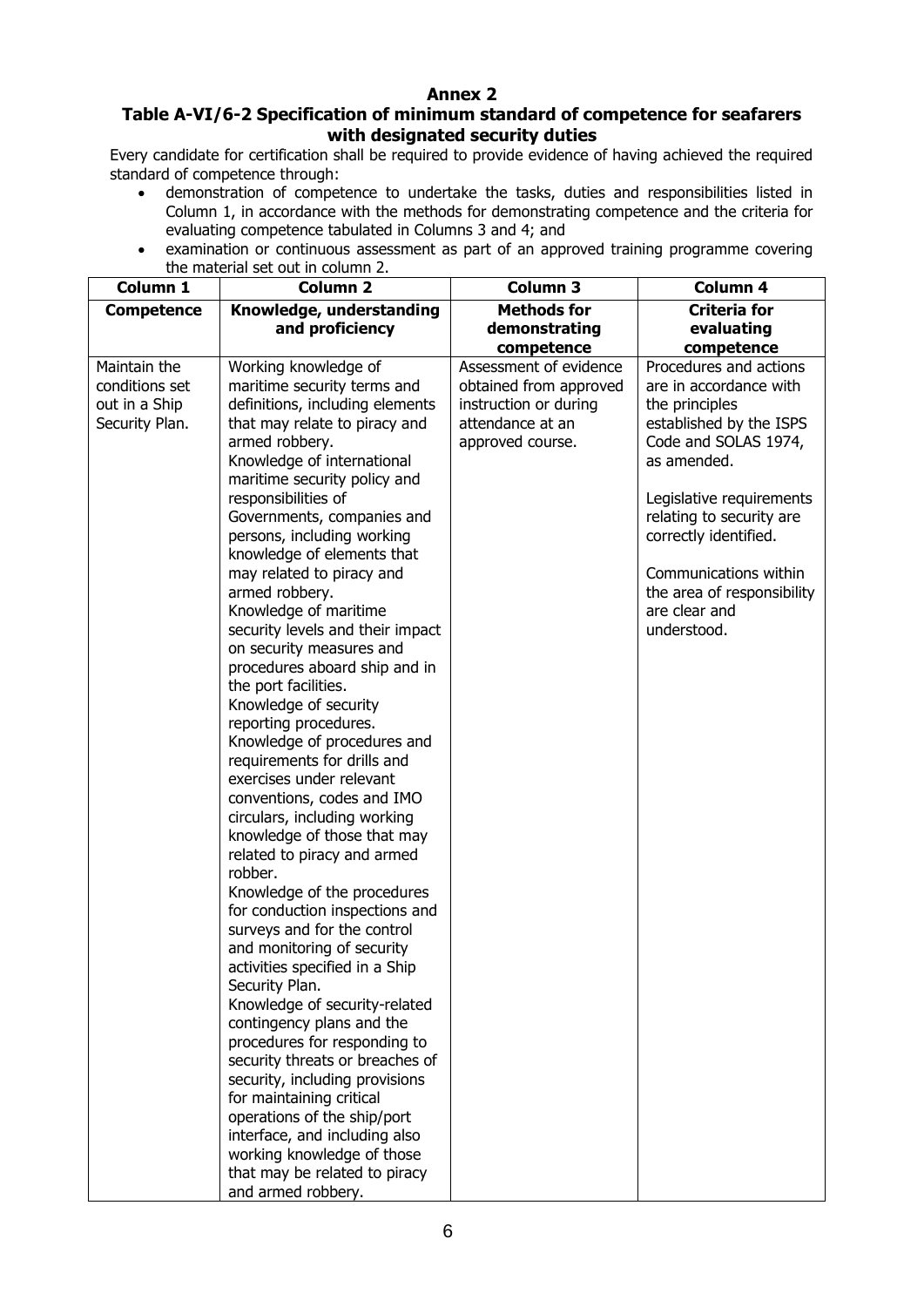**Annex 2**

**Table A-VI/6-2 Specification of minimum standard of competence for seafarers with designated security duties**

Every candidate for certification shall be required to provide evidence of having achieved the required standard of competence through:

- demonstration of competence to undertake the tasks, duties and responsibilities listed in Column 1, in accordance with the methods for demonstrating competence and the criteria for evaluating competence tabulated in Columns 3 and 4; and
- examination or continuous assessment as part of an approved training programme covering the material set out in column 2.

| Column 1 | Column 2 | Column 3 | Column 4 |
|---|---|---|---|
| **Competence** | **Knowledge, understanding and proficiency** | **Methods for demonstrating competence** | **Criteria for evaluating competence** |
| Maintain the conditions set out in a Ship Security Plan. | Working knowledge of maritime security terms and definitions, including elements that may relate to piracy and armed robbery.<br>Knowledge of international maritime security policy and responsibilities of Governments, companies and persons, including working knowledge of elements that may related to piracy and armed robbery.<br>Knowledge of maritime security levels and their impact on security measures and procedures aboard ship and in the port facilities.<br>Knowledge of security reporting procedures.<br>Knowledge of procedures and requirements for drills and exercises under relevant conventions, codes and IMO circulars, including working knowledge of those that may related to piracy and armed robber.<br>Knowledge of the procedures for conduction inspections and surveys and for the control and monitoring of security activities specified in a Ship Security Plan.<br>Knowledge of security-related contingency plans and the procedures for responding to security threats or breaches of security, including provisions for maintaining critical operations of the ship/port interface, and including also working knowledge of those that may be related to piracy and armed robbery. | Assessment of evidence obtained from approved instruction or during attendance at an approved course. | Procedures and actions are in accordance with the principles established by the ISPS Code and SOLAS 1974, as amended.<br><br>Legislative requirements relating to security are correctly identified.<br><br>Communications within the area of responsibility are clear and understood. |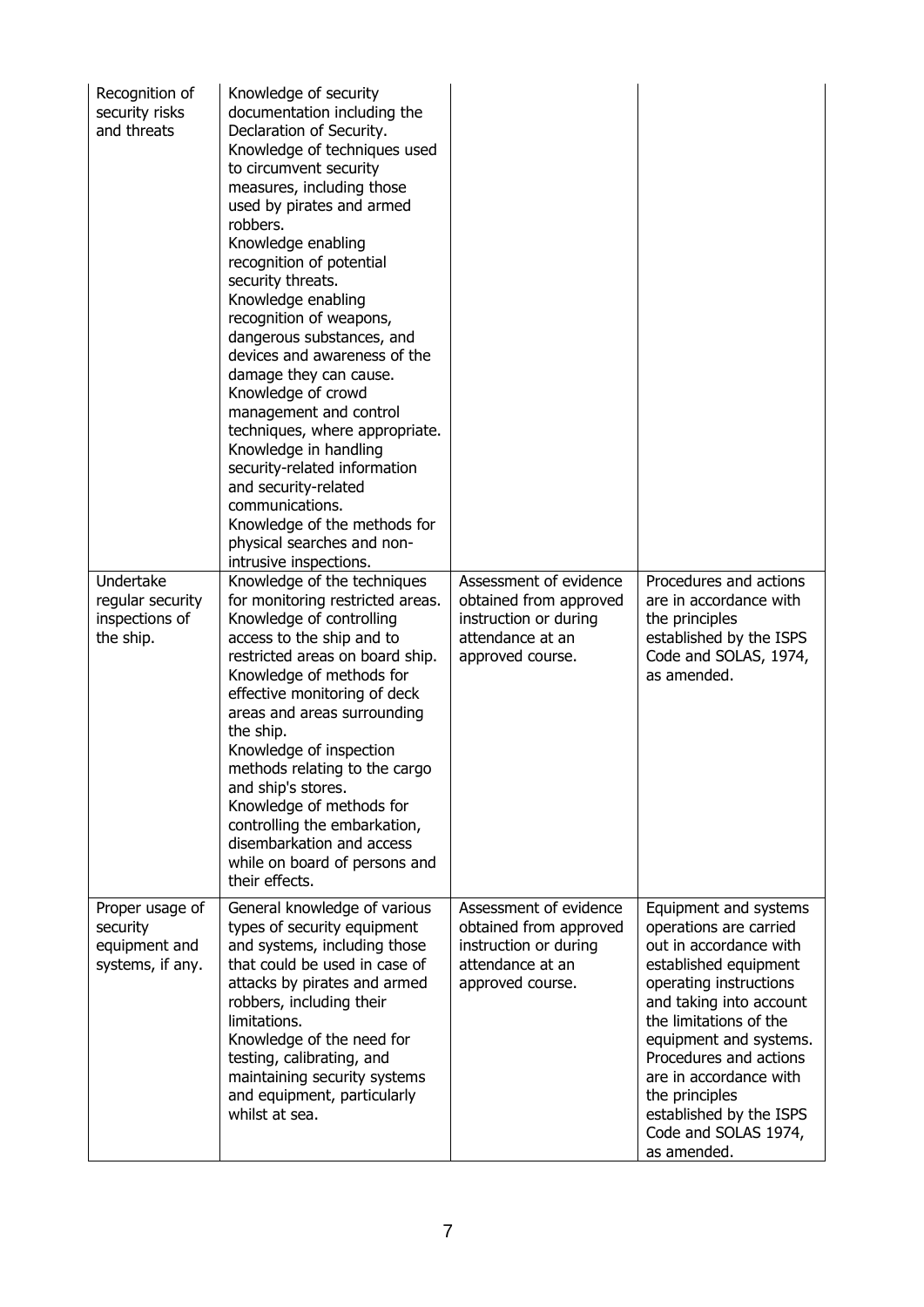| | | | |
|---|---|---|---|
| Recognition of security risks and threats | Knowledge of security documentation including the Declaration of Security.<br>Knowledge of techniques used to circumvent security measures, including those used by pirates and armed robbers.<br>Knowledge enabling recognition of potential security threats.<br>Knowledge enabling recognition of weapons, dangerous substances, and devices and awareness of the damage they can cause.<br>Knowledge of crowd management and control techniques, where appropriate.<br>Knowledge in handling security-related information and security-related communications.<br>Knowledge of the methods for physical searches and non-intrusive inspections. | | |
| Undertake regular security inspections of the ship. | Knowledge of the techniques for monitoring restricted areas.<br>Knowledge of controlling access to the ship and to restricted areas on board ship.<br>Knowledge of methods for effective monitoring of deck areas and areas surrounding the ship.<br>Knowledge of inspection methods relating to the cargo and ship's stores.<br>Knowledge of methods for controlling the embarkation, disembarkation and access while on board of persons and their effects. | Assessment of evidence obtained from approved instruction or during attendance at an approved course. | Procedures and actions are in accordance with the principles established by the ISPS Code and SOLAS, 1974, as amended. |
| Proper usage of security equipment and systems, if any. | General knowledge of various types of security equipment and systems, including those that could be used in case of attacks by pirates and armed robbers, including their limitations.<br>Knowledge of the need for testing, calibrating, and maintaining security systems and equipment, particularly whilst at sea. | Assessment of evidence obtained from approved instruction or during attendance at an approved course. | Equipment and systems operations are carried out in accordance with established equipment operating instructions and taking into account the limitations of the equipment and systems.<br>Procedures and actions are in accordance with the principles established by the ISPS Code and SOLAS 1974, as amended. |